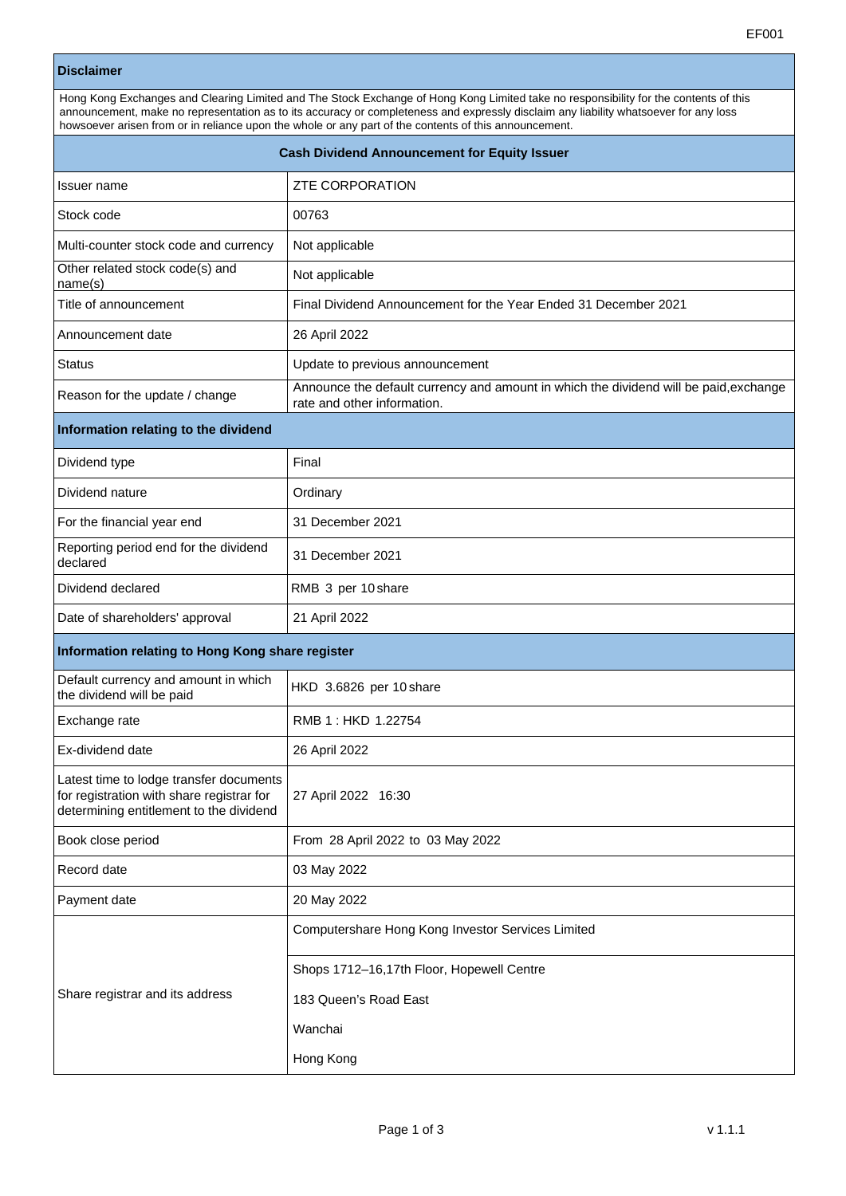EF001

## Disclaimer

Hong Kong Exchanges and Clearing Limited and The Stock Exchange of Hong Kong Limited take no responsibility for the contents of this announcement, make no representation as to its accuracy or completeness and expressly disclaim any liability whatsoever for any loss howsoever arisen from or in reliance upon the whole or any part of the contents of this announcement.

## Cash Dividend Announcement for Equity Issuer

| | |
|---|---|
| Issuer name | ZTE CORPORATION |
| Stock code | 00763 |
| Multi-counter stock code and currency | Not applicable |
| Other related stock code(s) and name(s) | Not applicable |
| Title of announcement | Final Dividend Announcement for the Year Ended 31 December 2021 |
| Announcement date | 26 April 2022 |
| Status | Update to previous announcement |
| Reason for the update / change | Announce the default currency and amount in which the dividend will be paid,exchange rate and other information. |

## Information relating to the dividend

| | |
|---|---|
| Dividend type | Final |
| Dividend nature | Ordinary |
| For the financial year end | 31 December 2021 |
| Reporting period end for the dividend declared | 31 December 2021 |
| Dividend declared | RMB 3 per 10 share |
| Date of shareholders' approval | 21 April 2022 |

## Information relating to Hong Kong share register

| | |
|---|---|
| Default currency and amount in which the dividend will be paid | HKD 3.6826 per 10 share |
| Exchange rate | RMB 1 : HKD 1.22754 |
| Ex-dividend date | 26 April 2022 |
| Latest time to lodge transfer documents for registration with share registrar for determining entitlement to the dividend | 27 April 2022 16:30 |
| Book close period | From 28 April 2022 to 03 May 2022 |
| Record date | 03 May 2022 |
| Payment date | 20 May 2022 |
| Share registrar and its address | Computershare Hong Kong Investor Services Limited<br><br>Shops 1712–16,17th Floor, Hopewell Centre<br>183 Queen's Road East<br>Wanchai<br>Hong Kong |

v 1.1.1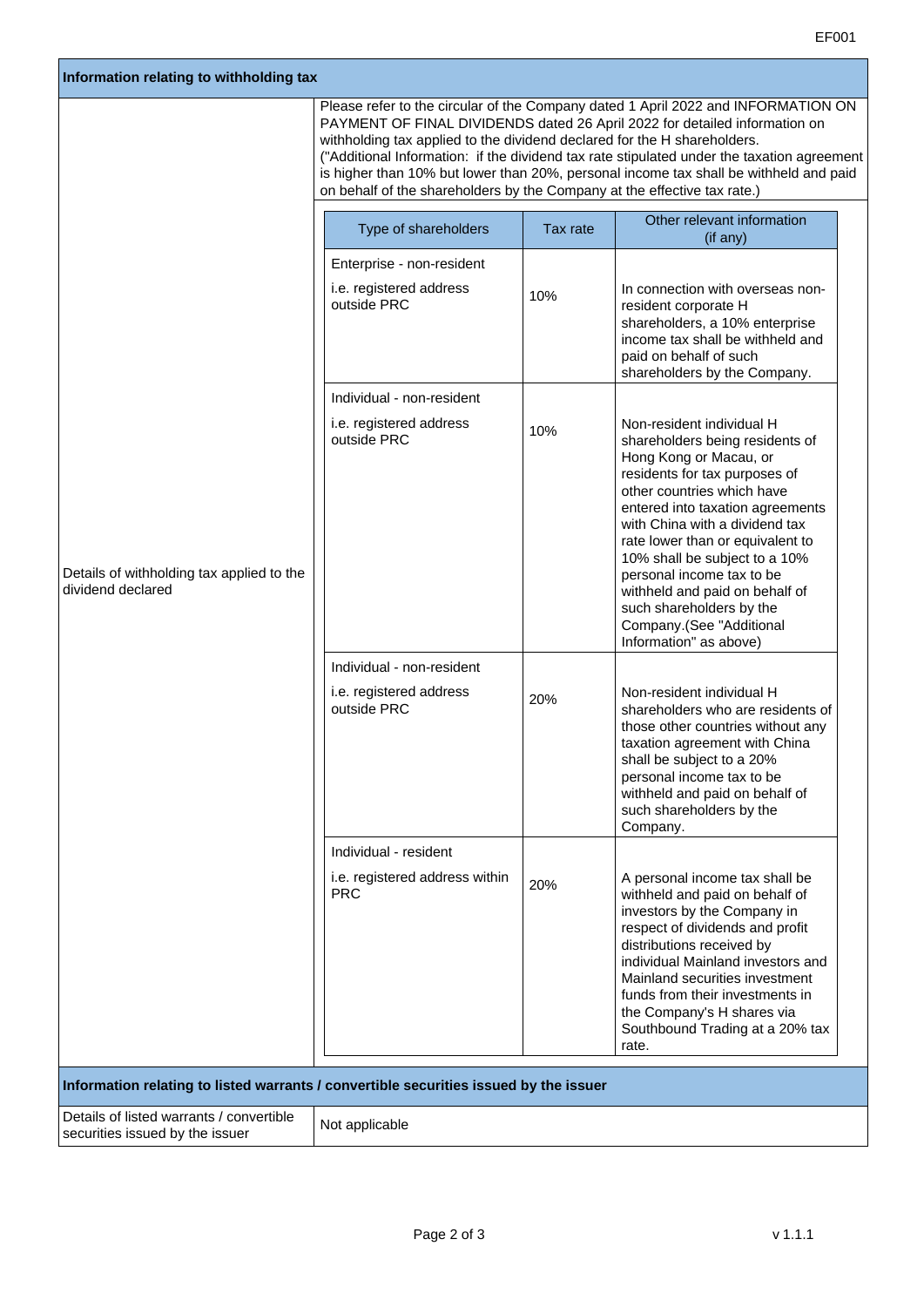## Information relating to withholding tax

**Details of withholding tax applied to the dividend declared**

Please refer to the circular of the Company dated 1 April 2022 and INFORMATION ON PAYMENT OF FINAL DIVIDENDS dated 26 April 2022 for detailed information on withholding tax applied to the dividend declared for the H shareholders.
("Additional Information: if the dividend tax rate stipulated under the taxation agreement is higher than 10% but lower than 20%, personal income tax shall be withheld and paid on behalf of the shareholders by the Company at the effective tax rate.)

| Type of shareholders | Tax rate | Other relevant information (if any) |
|---|---|---|
| Enterprise - non-resident<br>i.e. registered address outside PRC | 10% | In connection with overseas non-resident corporate H shareholders, a 10% enterprise income tax shall be withheld and paid on behalf of such shareholders by the Company. |
| Individual - non-resident<br>i.e. registered address outside PRC | 10% | Non-resident individual H shareholders being residents of Hong Kong or Macau, or residents for tax purposes of other countries which have entered into taxation agreements with China with a dividend tax rate lower than or equivalent to 10% shall be subject to a 10% personal income tax to be withheld and paid on behalf of such shareholders by the Company.(See "Additional Information" as above) |
| Individual - non-resident<br>i.e. registered address outside PRC | 20% | Non-resident individual H shareholders who are residents of those other countries without any taxation agreement with China shall be subject to a 20% personal income tax to be withheld and paid on behalf of such shareholders by the Company. |
| Individual - resident<br>i.e. registered address within PRC | 20% | A personal income tax shall be withheld and paid on behalf of investors by the Company in respect of dividends and profit distributions received by individual Mainland investors and Mainland securities investment funds from their investments in the Company's H shares via Southbound Trading at a 20% tax rate. |

## Information relating to listed warrants / convertible securities issued by the issuer

| Details of listed warrants / convertible securities issued by the issuer | Not applicable |
|---|---|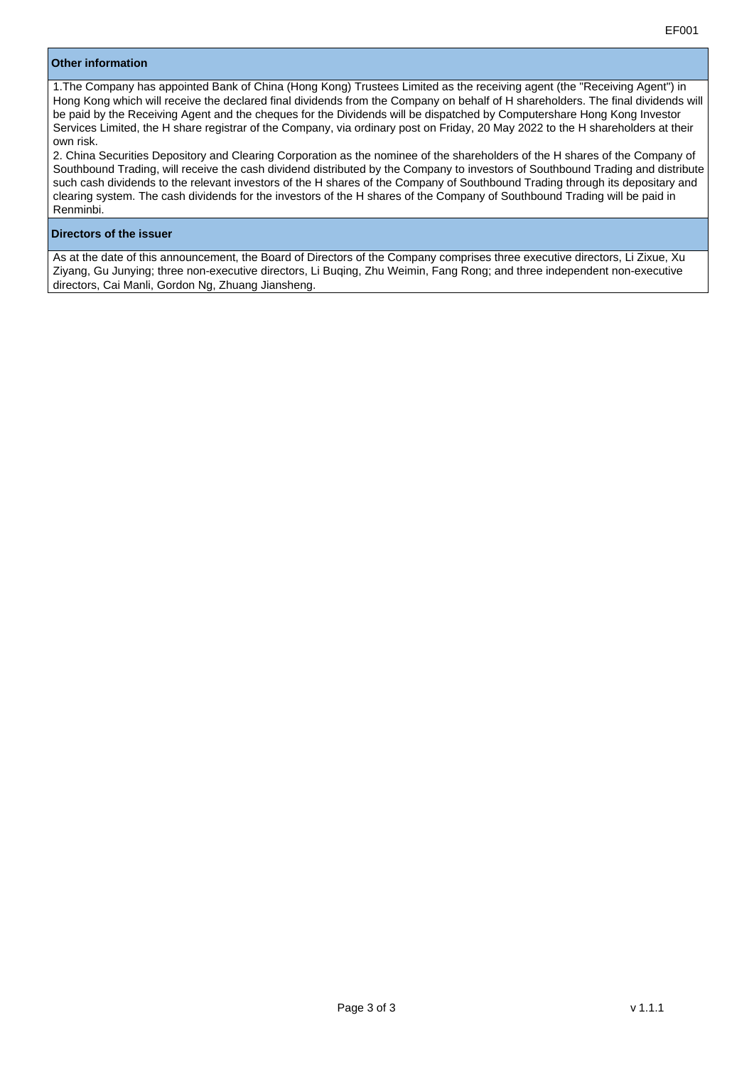## Other information

1.The Company has appointed Bank of China (Hong Kong) Trustees Limited as the receiving agent (the "Receiving Agent") in Hong Kong which will receive the declared final dividends from the Company on behalf of H shareholders. The final dividends will be paid by the Receiving Agent and the cheques for the Dividends will be dispatched by Computershare Hong Kong Investor Services Limited, the H share registrar of the Company, via ordinary post on Friday, 20 May 2022 to the H shareholders at their own risk.

2. China Securities Depository and Clearing Corporation as the nominee of the shareholders of the H shares of the Company of Southbound Trading, will receive the cash dividend distributed by the Company to investors of Southbound Trading and distribute such cash dividends to the relevant investors of the H shares of the Company of Southbound Trading through its depositary and clearing system. The cash dividends for the investors of the H shares of the Company of Southbound Trading will be paid in Renminbi.

## Directors of the issuer

As at the date of this announcement, the Board of Directors of the Company comprises three executive directors, Li Zixue, Xu Ziyang, Gu Junying; three non-executive directors, Li Buqing, Zhu Weimin, Fang Rong; and three independent non-executive directors, Cai Manli, Gordon Ng, Zhuang Jiansheng.